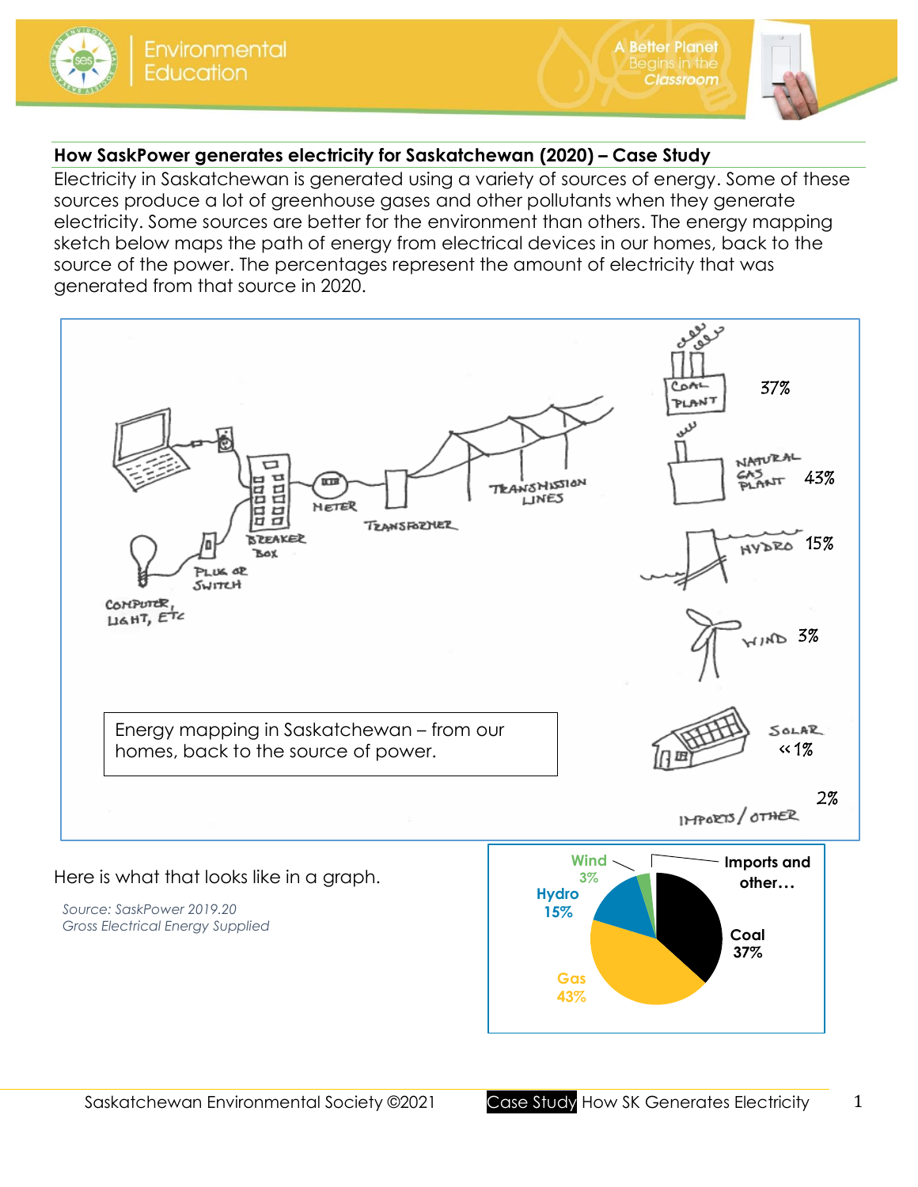## How SaskPower generates electricity for Saskatchewan (2020) – Case Study

Electricity in Saskatchewan is generated using a variety of sources of energy. Some of these sources produce a lot of greenhouse gases and other pollutants when they generate electricity. Some sources are better for the environment than others. The energy mapping sketch below maps the path of energy from electrical devices in our homes, back to the source of the power. The percentages represent the amount of electricity that was generated from that source in 2020.

COMPUTER, LIGHT, ETC — PLUG OR SWITCH — BREAKER BOX — METER — TRANSFORMER — TRANSMISSION LINES

COAL PLANT 37%

NATURAL GAS PLANT 43%

HYDRO 15%

WIND 3%

SOLAR << 1%

IMPORTS / OTHER 2%

Energy mapping in Saskatchewan – from our homes, back to the source of power.

Here is what that looks like in a graph.

*Source: SaskPower 2019.20*
*Gross Electrical Energy Supplied*

Coal 37%
Gas 43%
Hydro 15%
Wind 3%
Imports and other…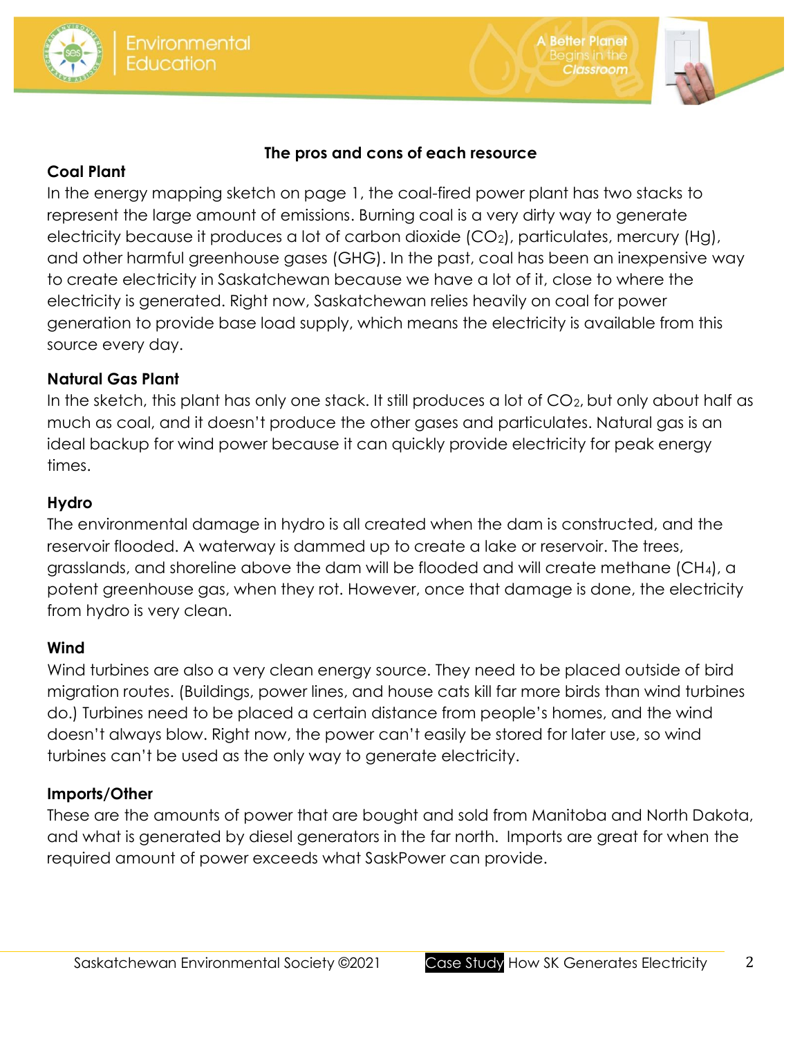## The pros and cons of each resource

### Coal Plant

In the energy mapping sketch on page 1, the coal-fired power plant has two stacks to represent the large amount of emissions. Burning coal is a very dirty way to generate electricity because it produces a lot of carbon dioxide ($CO_2$), particulates, mercury (Hg), and other harmful greenhouse gases (GHG). In the past, coal has been an inexpensive way to create electricity in Saskatchewan because we have a lot of it, close to where the electricity is generated. Right now, Saskatchewan relies heavily on coal for power generation to provide base load supply, which means the electricity is available from this source every day.

### Natural Gas Plant

In the sketch, this plant has only one stack. It still produces a lot of $CO_2$, but only about half as much as coal, and it doesn't produce the other gases and particulates. Natural gas is an ideal backup for wind power because it can quickly provide electricity for peak energy times.

### Hydro

The environmental damage in hydro is all created when the dam is constructed, and the reservoir flooded. A waterway is dammed up to create a lake or reservoir. The trees, grasslands, and shoreline above the dam will be flooded and will create methane ($CH_4$), a potent greenhouse gas, when they rot. However, once that damage is done, the electricity from hydro is very clean.

### Wind

Wind turbines are also a very clean energy source. They need to be placed outside of bird migration routes. (Buildings, power lines, and house cats kill far more birds than wind turbines do.) Turbines need to be placed a certain distance from people's homes, and the wind doesn't always blow. Right now, the power can't easily be stored for later use, so wind turbines can't be used as the only way to generate electricity.

### Imports/Other

These are the amounts of power that are bought and sold from Manitoba and North Dakota, and what is generated by diesel generators in the far north. Imports are great for when the required amount of power exceeds what SaskPower can provide.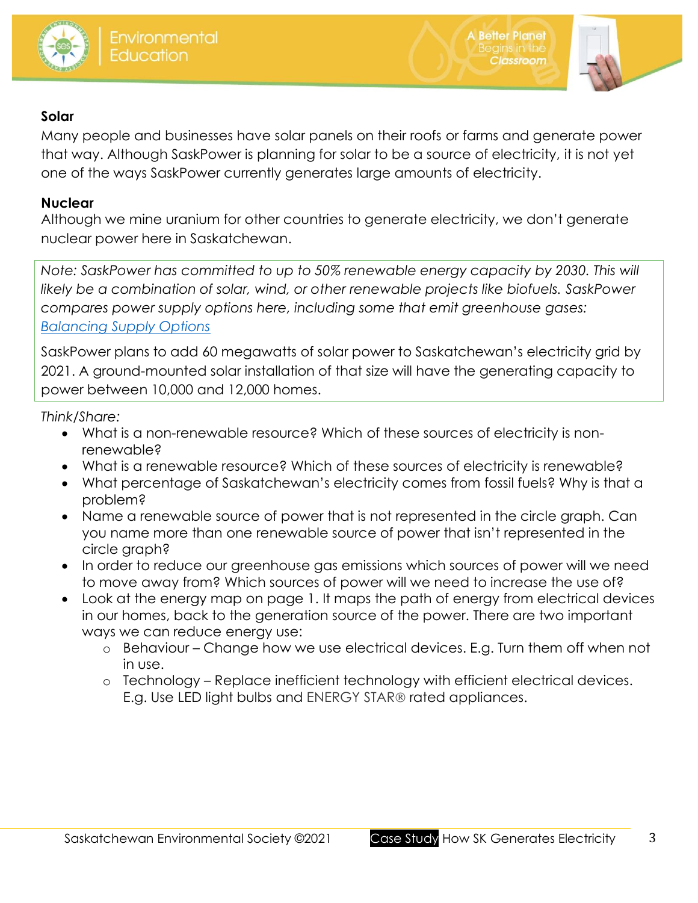**Solar**

Many people and businesses have solar panels on their roofs or farms and generate power that way. Although SaskPower is planning for solar to be a source of electricity, it is not yet one of the ways SaskPower currently generates large amounts of electricity.

**Nuclear**

Although we mine uranium for other countries to generate electricity, we don't generate nuclear power here in Saskatchewan.

*Note: SaskPower has committed to up to 50% renewable energy capacity by 2030. This will likely be a combination of solar, wind, or other renewable projects like biofuels. SaskPower compares power supply options here, including some that emit greenhouse gases:* [*Balancing Supply Options*]

SaskPower plans to add 60 megawatts of solar power to Saskatchewan's electricity grid by 2021. A ground-mounted solar installation of that size will have the generating capacity to power between 10,000 and 12,000 homes.

*Think/Share:*

- What is a non-renewable resource? Which of these sources of electricity is non-renewable?
- What is a renewable resource? Which of these sources of electricity is renewable?
- What percentage of Saskatchewan's electricity comes from fossil fuels? Why is that a problem?
- Name a renewable source of power that is not represented in the circle graph. Can you name more than one renewable source of power that isn't represented in the circle graph?
- In order to reduce our greenhouse gas emissions which sources of power will we need to move away from? Which sources of power will we need to increase the use of?
- Look at the energy map on page 1. It maps the path of energy from electrical devices in our homes, back to the generation source of the power. There are two important ways we can reduce energy use:
    - Behaviour – Change how we use electrical devices. E.g. Turn them off when not in use.
    - Technology – Replace inefficient technology with efficient electrical devices. E.g. Use LED light bulbs and ENERGY STAR® rated appliances.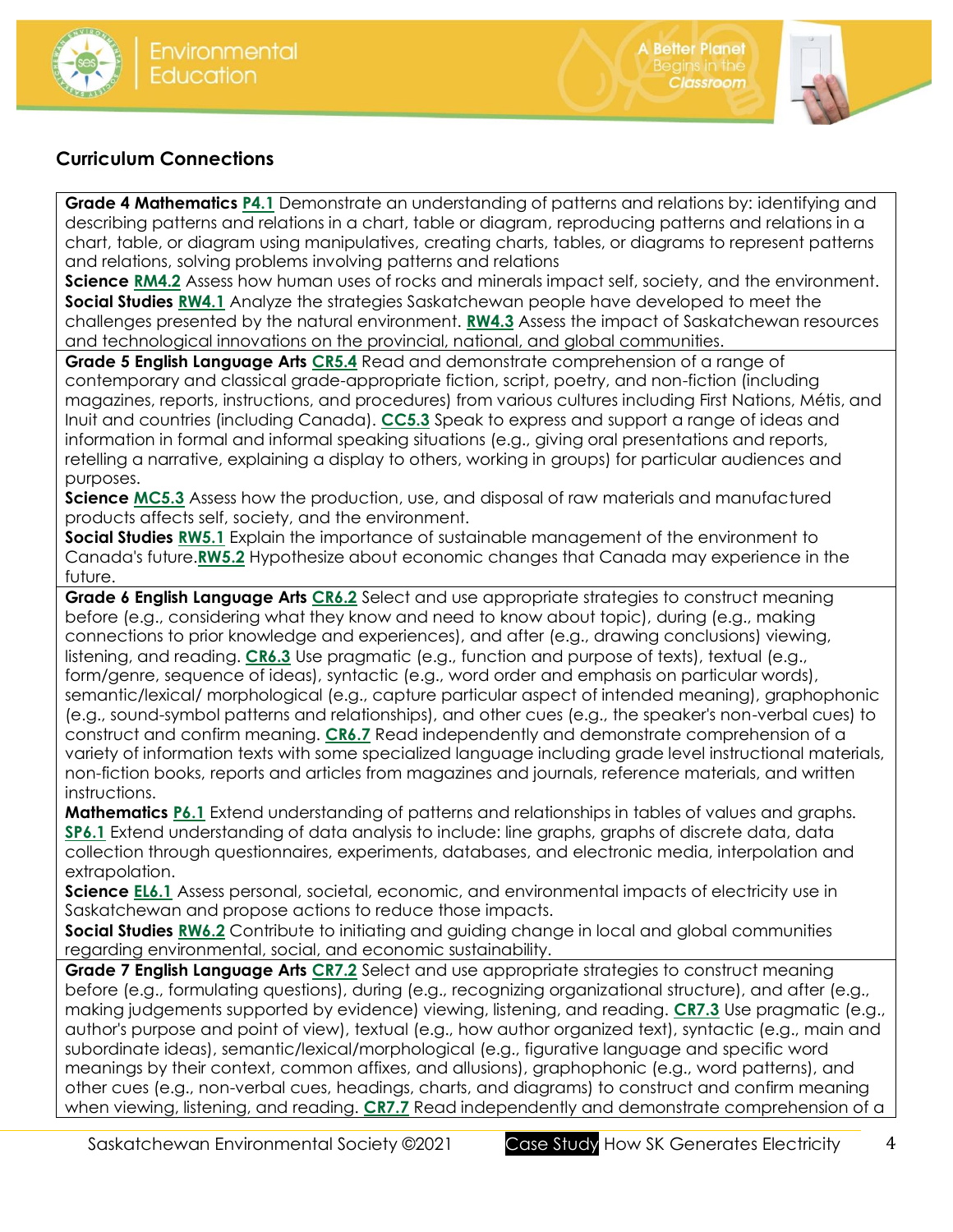## Curriculum Connections

| |
|---|
| **Grade 4 Mathematics P4.1** Demonstrate an understanding of patterns and relations by: identifying and describing patterns and relations in a chart, table or diagram, reproducing patterns and relations in a chart, table, or diagram using manipulatives, creating charts, tables, or diagrams to represent patterns and relations, solving problems involving patterns and relations<br>**Science RM4.2** Assess how human uses of rocks and minerals impact self, society, and the environment.<br>**Social Studies RW4.1** Analyze the strategies Saskatchewan people have developed to meet the challenges presented by the natural environment. **RW4.3** Assess the impact of Saskatchewan resources and technological innovations on the provincial, national, and global communities. |
| **Grade 5 English Language Arts CR5.4** Read and demonstrate comprehension of a range of contemporary and classical grade-appropriate fiction, script, poetry, and non-fiction (including magazines, reports, instructions, and procedures) from various cultures including First Nations, Métis, and Inuit and countries (including Canada). **CC5.3** Speak to express and support a range of ideas and information in formal and informal speaking situations (e.g., giving oral presentations and reports, retelling a narrative, explaining a display to others, working in groups) for particular audiences and purposes.<br>**Science MC5.3** Assess how the production, use, and disposal of raw materials and manufactured products affects self, society, and the environment.<br>**Social Studies RW5.1** Explain the importance of sustainable management of the environment to Canada's future.**RW5.2** Hypothesize about economic changes that Canada may experience in the future. |
| **Grade 6 English Language Arts CR6.2** Select and use appropriate strategies to construct meaning before (e.g., considering what they know and need to know about topic), during (e.g., making connections to prior knowledge and experiences), and after (e.g., drawing conclusions) viewing, listening, and reading. **CR6.3** Use pragmatic (e.g., function and purpose of texts), textual (e.g., form/genre, sequence of ideas), syntactic (e.g., word order and emphasis on particular words), semantic/lexical/ morphological (e.g., capture particular aspect of intended meaning), graphophonic (e.g., sound-symbol patterns and relationships), and other cues (e.g., the speaker's non-verbal cues) to construct and confirm meaning. **CR6.7** Read independently and demonstrate comprehension of a variety of information texts with some specialized language including grade level instructional materials, non-fiction books, reports and articles from magazines and journals, reference materials, and written instructions.<br>**Mathematics P6.1** Extend understanding of patterns and relationships in tables of values and graphs. **SP6.1** Extend understanding of data analysis to include: line graphs, graphs of discrete data, data collection through questionnaires, experiments, databases, and electronic media, interpolation and extrapolation.<br>**Science EL6.1** Assess personal, societal, economic, and environmental impacts of electricity use in Saskatchewan and propose actions to reduce those impacts.<br>**Social Studies RW6.2** Contribute to initiating and guiding change in local and global communities regarding environmental, social, and economic sustainability. |
| **Grade 7 English Language Arts CR7.2** Select and use appropriate strategies to construct meaning before (e.g., formulating questions), during (e.g., recognizing organizational structure), and after (e.g., making judgements supported by evidence) viewing, listening, and reading. **CR7.3** Use pragmatic (e.g., author's purpose and point of view), textual (e.g., how author organized text), syntactic (e.g., main and subordinate ideas), semantic/lexical/morphological (e.g., figurative language and specific word meanings by their context, common affixes, and allusions), graphophonic (e.g., word patterns), and other cues (e.g., non-verbal cues, headings, charts, and diagrams) to construct and confirm meaning when viewing, listening, and reading. **CR7.7** Read independently and demonstrate comprehension of a |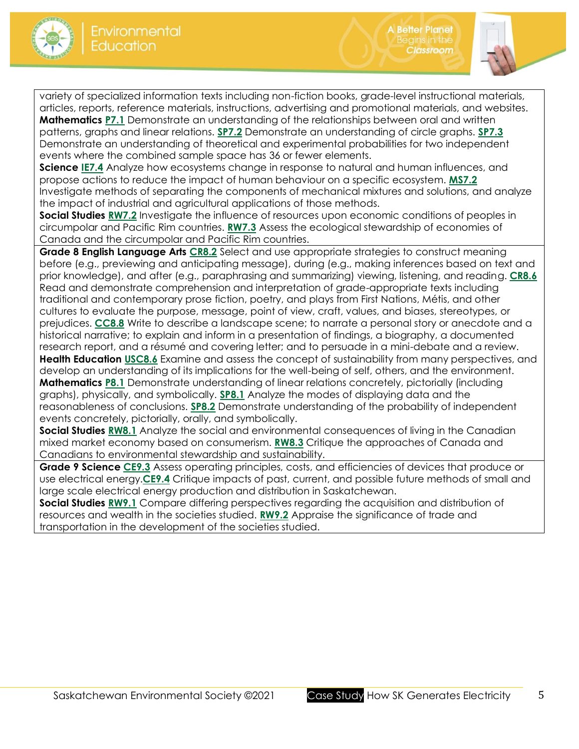| |
|---|
| variety of specialized information texts including non-fiction books, grade-level instructional materials, articles, reports, reference materials, instructions, advertising and promotional materials, and websites. **Mathematics** **P7.1** Demonstrate an understanding of the relationships between oral and written patterns, graphs and linear relations. **SP7.2** Demonstrate an understanding of circle graphs. **SP7.3** Demonstrate an understanding of theoretical and experimental probabilities for two independent events where the combined sample space has 36 or fewer elements. **Science** **IE7.4** Analyze how ecosystems change in response to natural and human influences, and propose actions to reduce the impact of human behaviour on a specific ecosystem. **MS7.2** Investigate methods of separating the components of mechanical mixtures and solutions, and analyze the impact of industrial and agricultural applications of those methods. **Social Studies** **RW7.2** Investigate the influence of resources upon economic conditions of peoples in circumpolar and Pacific Rim countries. **RW7.3** Assess the ecological stewardship of economies of Canada and the circumpolar and Pacific Rim countries. |
| **Grade 8 English Language Arts** **CR8.2** Select and use appropriate strategies to construct meaning before (e.g., previewing and anticipating message), during (e.g., making inferences based on text and prior knowledge), and after (e.g., paraphrasing and summarizing) viewing, listening, and reading. **CR8.6** Read and demonstrate comprehension and interpretation of grade-appropriate texts including traditional and contemporary prose fiction, poetry, and plays from First Nations, Métis, and other cultures to evaluate the purpose, message, point of view, craft, values, and biases, stereotypes, or prejudices. **CC8.8** Write to describe a landscape scene; to narrate a personal story or anecdote and a historical narrative; to explain and inform in a presentation of findings, a biography, a documented research report, and a résumé and covering letter; and to persuade in a mini-debate and a review. **Health Education** **USC8.6** Examine and assess the concept of sustainability from many perspectives, and develop an understanding of its implications for the well-being of self, others, and the environment. **Mathematics** **P8.1** Demonstrate understanding of linear relations concretely, pictorially (including graphs), physically, and symbolically. **SP8.1** Analyze the modes of displaying data and the reasonableness of conclusions. **SP8.2** Demonstrate understanding of the probability of independent events concretely, pictorially, orally, and symbolically. **Social Studies** **RW8.1** Analyze the social and environmental consequences of living in the Canadian mixed market economy based on consumerism. **RW8.3** Critique the approaches of Canada and Canadians to environmental stewardship and sustainability. |
| **Grade 9 Science** **CE9.3** Assess operating principles, costs, and efficiencies of devices that produce or use electrical energy.**CE9.4** Critique impacts of past, current, and possible future methods of small and large scale electrical energy production and distribution in Saskatchewan. **Social Studies** **RW9.1** Compare differing perspectives regarding the acquisition and distribution of resources and wealth in the societies studied. **RW9.2** Appraise the significance of trade and transportation in the development of the societies studied. |